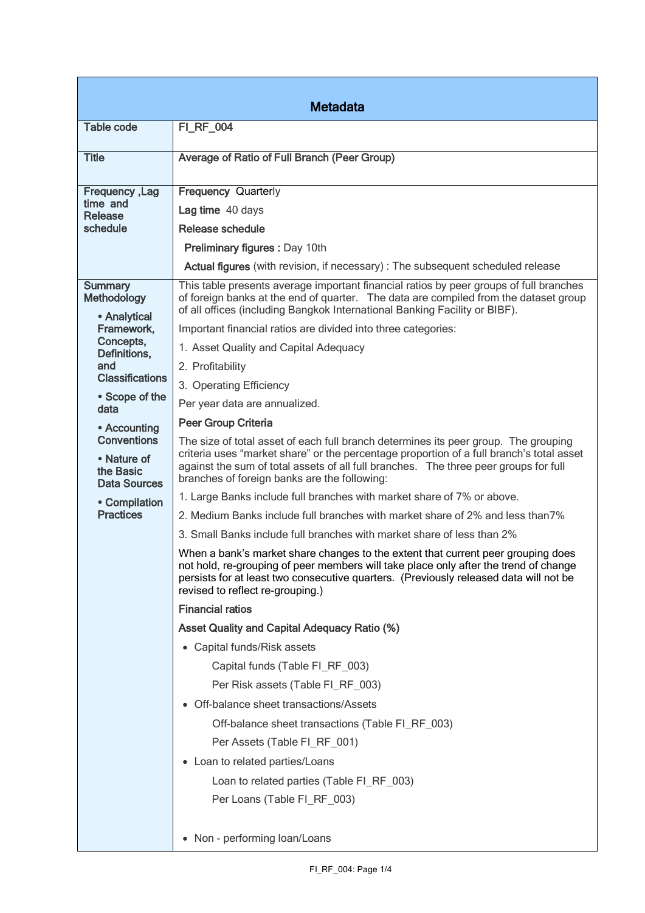## Metadata

| | |
|---|---|
| **Table code** | **FI_RF_004** |
| **Title** | **Average of Ratio of Full Branch (Peer Group)** |
| **Frequency ,Lag time and Release schedule** | **Frequency** Quarterly<br>**Lag time** 40 days<br>**Release schedule**<br>**Preliminary figures :** Day 10th<br>**Actual figures** (with revision, if necessary) : The subsequent scheduled release |
| **Summary Methodology**<br>• **Analytical Framework, Concepts, Definitions, and Classifications**<br>• **Scope of the data**<br>• **Accounting Conventions**<br>• **Nature of the Basic Data Sources**<br>• **Compilation Practices** | This table presents average important financial ratios by peer groups of full branches of foreign banks at the end of quarter. The data are compiled from the dataset group of all offices (including Bangkok International Banking Facility or BIBF).<br>Important financial ratios are divided into three categories:<br>1. Asset Quality and Capital Adequacy<br>2. Profitability<br>3. Operating Efficiency<br>Per year data are annualized.<br>**Peer Group Criteria**<br>The size of total asset of each full branch determines its peer group. The grouping criteria uses "market share" or the percentage proportion of a full branch's total asset against the sum of total assets of all full branches. The three peer groups for full branches of foreign banks are the following:<br>1. Large Banks include full branches with market share of 7% or above.<br>2. Medium Banks include full branches with market share of 2% and less than7%<br>3. Small Banks include full branches with market share of less than 2%<br>When a bank's market share changes to the extent that current peer grouping does not hold, re-grouping of peer members will take place only after the trend of change persists for at least two consecutive quarters. (Previously released data will not be revised to reflect re-grouping.)<br>**Financial ratios**<br>**Asset Quality and Capital Adequacy Ratio (%)**<br>• Capital funds/Risk assets<br>Capital funds (Table FI_RF_003)<br>Per Risk assets (Table FI_RF_003)<br>• Off-balance sheet transactions/Assets<br>Off-balance sheet transactions (Table FI_RF_003)<br>Per Assets (Table FI_RF_001)<br>• Loan to related parties/Loans<br>Loan to related parties (Table FI_RF_003)<br>Per Loans (Table FI_RF_003)<br>• Non - performing loan/Loans |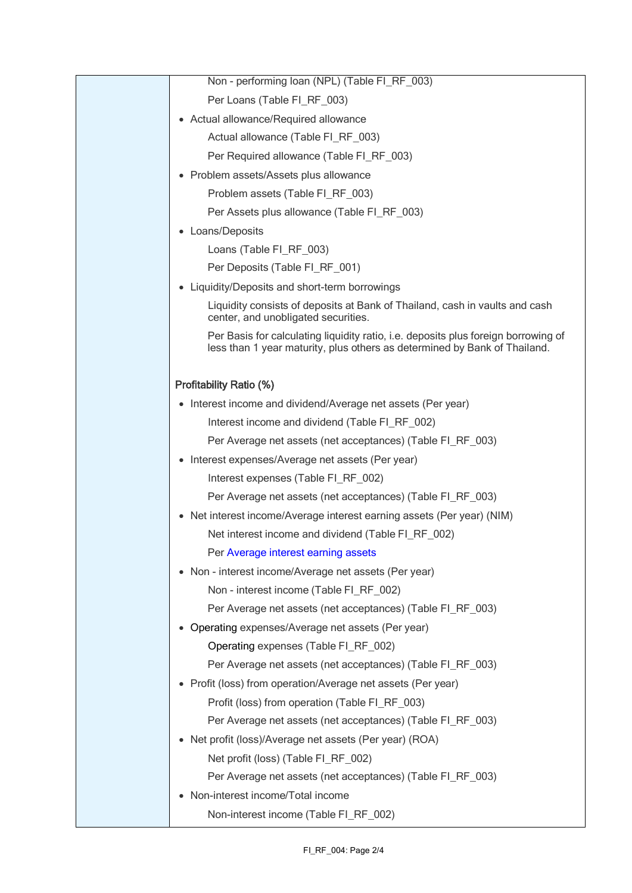Non - performing loan (NPL) (Table FI_RF_003)

Per Loans (Table FI_RF_003)

- Actual allowance/Required allowance

  Actual allowance (Table FI_RF_003)

  Per Required allowance (Table FI_RF_003)

- Problem assets/Assets plus allowance

  Problem assets (Table FI_RF_003)

  Per Assets plus allowance (Table FI_RF_003)

- Loans/Deposits

  Loans (Table FI_RF_003)

  Per Deposits (Table FI_RF_001)

- Liquidity/Deposits and short-term borrowings

  Liquidity consists of deposits at Bank of Thailand, cash in vaults and cash center, and unobligated securities.

  Per Basis for calculating liquidity ratio, i.e. deposits plus foreign borrowing of less than 1 year maturity, plus others as determined by Bank of Thailand.

**Profitability Ratio (%)**

- Interest income and dividend/Average net assets (Per year)

  Interest income and dividend (Table FI_RF_002)

  Per Average net assets (net acceptances) (Table FI_RF_003)

- Interest expenses/Average net assets (Per year)

  Interest expenses (Table FI_RF_002)

  Per Average net assets (net acceptances) (Table FI_RF_003)

- Net interest income/Average interest earning assets (Per year) (NIM)

  Net interest income and dividend (Table FI_RF_002)

  Per Average interest earning assets

- Non - interest income/Average net assets (Per year)

  Non - interest income (Table FI_RF_002)

  Per Average net assets (net acceptances) (Table FI_RF_003)

- Operating expenses/Average net assets (Per year)

  Operating expenses (Table FI_RF_002)

  Per Average net assets (net acceptances) (Table FI_RF_003)

- Profit (loss) from operation/Average net assets (Per year)

  Profit (loss) from operation (Table FI_RF_003)

  Per Average net assets (net acceptances) (Table FI_RF_003)

- Net profit (loss)/Average net assets (Per year) (ROA)

  Net profit (loss) (Table FI_RF_002)

  Per Average net assets (net acceptances) (Table FI_RF_003)

- Non-interest income/Total income

  Non-interest income (Table FI_RF_002)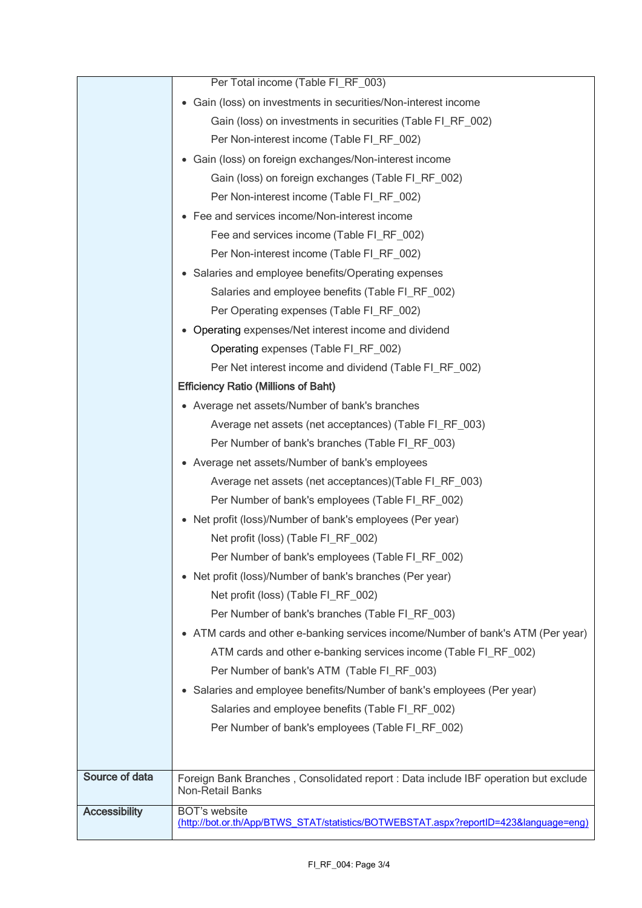| | |
|---|---|
| | Per Total income (Table FI_RF_003)<br>• Gain (loss) on investments in securities/Non-interest income<br>Gain (loss) on investments in securities (Table FI_RF_002)<br>Per Non-interest income (Table FI_RF_002)<br>• Gain (loss) on foreign exchanges/Non-interest income<br>Gain (loss) on foreign exchanges (Table FI_RF_002)<br>Per Non-interest income (Table FI_RF_002)<br>• Fee and services income/Non-interest income<br>Fee and services income (Table FI_RF_002)<br>Per Non-interest income (Table FI_RF_002)<br>• Salaries and employee benefits/Operating expenses<br>Salaries and employee benefits (Table FI_RF_002)<br>Per Operating expenses (Table FI_RF_002)<br>• Operating expenses/Net interest income and dividend<br>Operating expenses (Table FI_RF_002)<br>Per Net interest income and dividend (Table FI_RF_002)<br>**Efficiency Ratio (Millions of Baht)**<br>• Average net assets/Number of bank's branches<br>Average net assets (net acceptances) (Table FI_RF_003)<br>Per Number of bank's branches (Table FI_RF_003)<br>• Average net assets/Number of bank's employees<br>Average net assets (net acceptances)(Table FI_RF_003)<br>Per Number of bank's employees (Table FI_RF_002)<br>• Net profit (loss)/Number of bank's employees (Per year)<br>Net profit (loss) (Table FI_RF_002)<br>Per Number of bank's employees (Table FI_RF_002)<br>• Net profit (loss)/Number of bank's branches (Per year)<br>Net profit (loss) (Table FI_RF_002)<br>Per Number of bank's branches (Table FI_RF_003)<br>• ATM cards and other e-banking services income/Number of bank's ATM (Per year)<br>ATM cards and other e-banking services income (Table FI_RF_002)<br>Per Number of bank's ATM (Table FI_RF_003)<br>• Salaries and employee benefits/Number of bank's employees (Per year)<br>Salaries and employee benefits (Table FI_RF_002)<br>Per Number of bank's employees (Table FI_RF_002) |
| **Source of data** | Foreign Bank Branches , Consolidated report : Data include IBF operation but exclude Non-Retail Banks |
| **Accessibility** | BOT's website<br>(http://bot.or.th/App/BTWS_STAT/statistics/BOTWEBSTAT.aspx?reportID=423&language=eng) |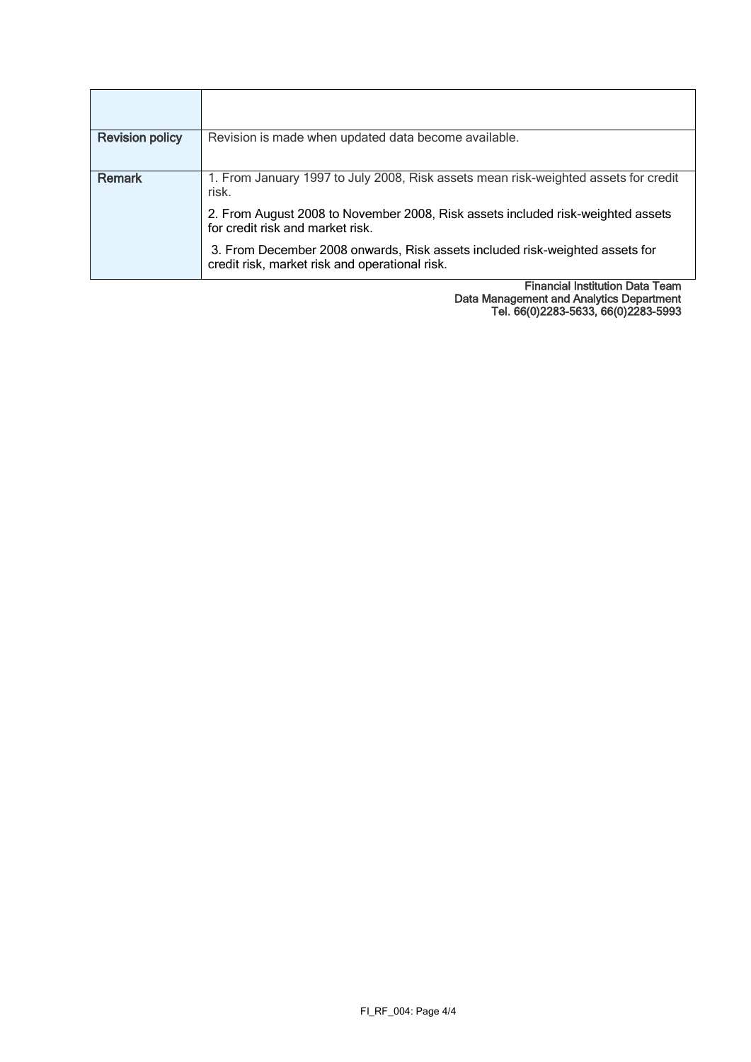| | |
|---|---|
| | |
| **Revision policy** | Revision is made when updated data become available. |
| **Remark** | 1. From January 1997 to July 2008, Risk assets mean risk-weighted assets for credit risk.<br>2. From August 2008 to November 2008, Risk assets included risk-weighted assets for credit risk and market risk.<br>3. From December 2008 onwards, Risk assets included risk-weighted assets for credit risk, market risk and operational risk. |

**Financial Institution Data Team**
**Data Management and Analytics Department**
**Tel. 66(0)2283-5633, 66(0)2283-5993**

FI_RF_004